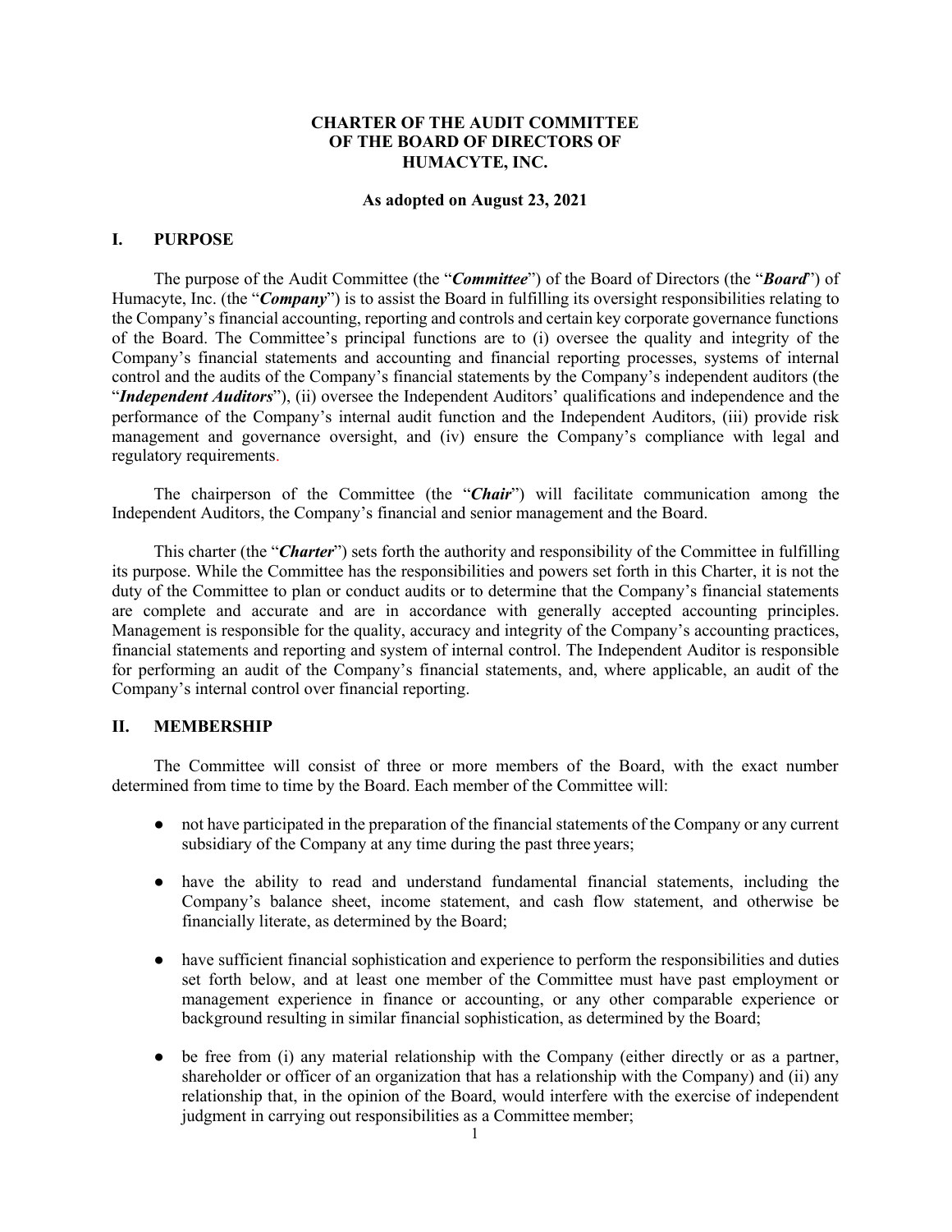# CHARTER OF THE AUDIT COMMITTEE OF THE BOARD OF DIRECTORS OF HUMACYTE, INC.

**As adopted on August 23, 2021**

## I. PURPOSE

The purpose of the Audit Committee (the "***Committee***") of the Board of Directors (the "***Board***") of Humacyte, Inc. (the "***Company***") is to assist the Board in fulfilling its oversight responsibilities relating to the Company's financial accounting, reporting and controls and certain key corporate governance functions of the Board. The Committee's principal functions are to (i) oversee the quality and integrity of the Company's financial statements and accounting and financial reporting processes, systems of internal control and the audits of the Company's financial statements by the Company's independent auditors (the "***Independent Auditors***"), (ii) oversee the Independent Auditors' qualifications and independence and the performance of the Company's internal audit function and the Independent Auditors, (iii) provide risk management and governance oversight, and (iv) ensure the Company's compliance with legal and regulatory requirements.

The chairperson of the Committee (the "***Chair***") will facilitate communication among the Independent Auditors, the Company's financial and senior management and the Board.

This charter (the "***Charter***") sets forth the authority and responsibility of the Committee in fulfilling its purpose. While the Committee has the responsibilities and powers set forth in this Charter, it is not the duty of the Committee to plan or conduct audits or to determine that the Company's financial statements are complete and accurate and are in accordance with generally accepted accounting principles. Management is responsible for the quality, accuracy and integrity of the Company's accounting practices, financial statements and reporting and system of internal control. The Independent Auditor is responsible for performing an audit of the Company's financial statements, and, where applicable, an audit of the Company's internal control over financial reporting.

## II. MEMBERSHIP

The Committee will consist of three or more members of the Board, with the exact number determined from time to time by the Board. Each member of the Committee will:

- not have participated in the preparation of the financial statements of the Company or any current subsidiary of the Company at any time during the past three years;
- have the ability to read and understand fundamental financial statements, including the Company's balance sheet, income statement, and cash flow statement, and otherwise be financially literate, as determined by the Board;
- have sufficient financial sophistication and experience to perform the responsibilities and duties set forth below, and at least one member of the Committee must have past employment or management experience in finance or accounting, or any other comparable experience or background resulting in similar financial sophistication, as determined by the Board;
- be free from (i) any material relationship with the Company (either directly or as a partner, shareholder or officer of an organization that has a relationship with the Company) and (ii) any relationship that, in the opinion of the Board, would interfere with the exercise of independent judgment in carrying out responsibilities as a Committee member;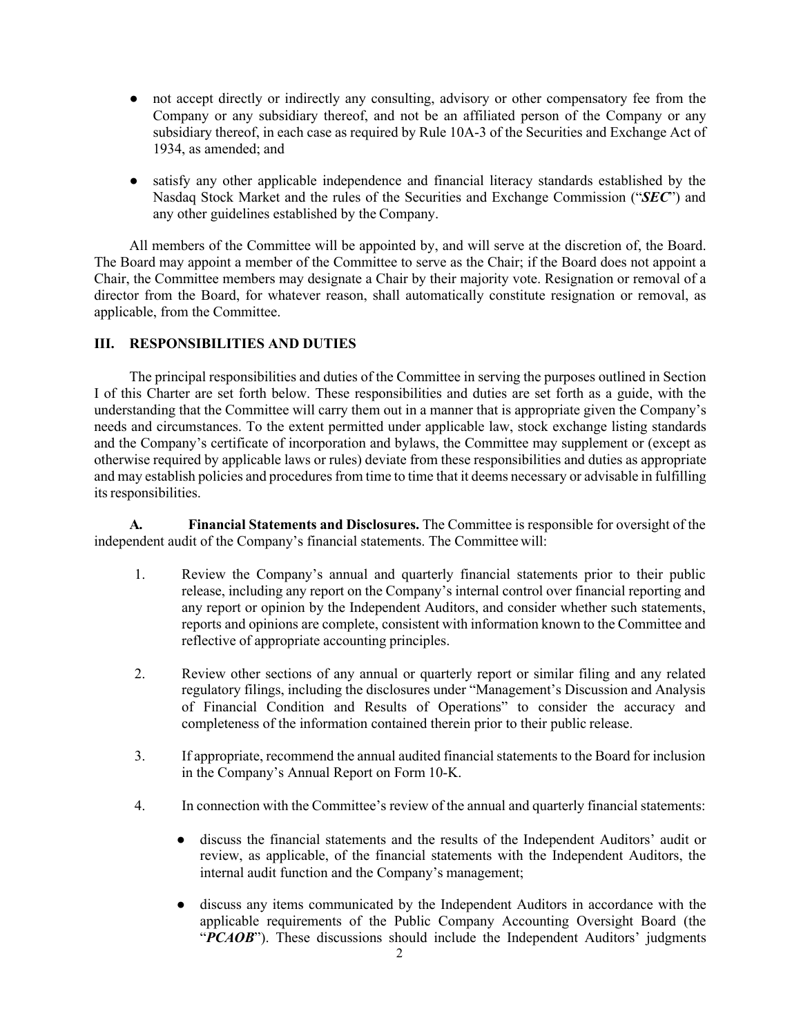- not accept directly or indirectly any consulting, advisory or other compensatory fee from the Company or any subsidiary thereof, and not be an affiliated person of the Company or any subsidiary thereof, in each case as required by Rule 10A-3 of the Securities and Exchange Act of 1934, as amended; and

- satisfy any other applicable independence and financial literacy standards established by the Nasdaq Stock Market and the rules of the Securities and Exchange Commission ("***SEC***") and any other guidelines established by the Company.

All members of the Committee will be appointed by, and will serve at the discretion of, the Board. The Board may appoint a member of the Committee to serve as the Chair; if the Board does not appoint a Chair, the Committee members may designate a Chair by their majority vote. Resignation or removal of a director from the Board, for whatever reason, shall automatically constitute resignation or removal, as applicable, from the Committee.

## III. RESPONSIBILITIES AND DUTIES

The principal responsibilities and duties of the Committee in serving the purposes outlined in Section I of this Charter are set forth below. These responsibilities and duties are set forth as a guide, with the understanding that the Committee will carry them out in a manner that is appropriate given the Company's needs and circumstances. To the extent permitted under applicable law, stock exchange listing standards and the Company's certificate of incorporation and bylaws, the Committee may supplement or (except as otherwise required by applicable laws or rules) deviate from these responsibilities and duties as appropriate and may establish policies and procedures from time to time that it deems necessary or advisable in fulfilling its responsibilities.

**A. Financial Statements and Disclosures.** The Committee is responsible for oversight of the independent audit of the Company's financial statements. The Committee will:

1. Review the Company's annual and quarterly financial statements prior to their public release, including any report on the Company's internal control over financial reporting and any report or opinion by the Independent Auditors, and consider whether such statements, reports and opinions are complete, consistent with information known to the Committee and reflective of appropriate accounting principles.

2. Review other sections of any annual or quarterly report or similar filing and any related regulatory filings, including the disclosures under "Management's Discussion and Analysis of Financial Condition and Results of Operations" to consider the accuracy and completeness of the information contained therein prior to their public release.

3. If appropriate, recommend the annual audited financial statements to the Board for inclusion in the Company's Annual Report on Form 10-K.

4. In connection with the Committee's review of the annual and quarterly financial statements:

   - discuss the financial statements and the results of the Independent Auditors' audit or review, as applicable, of the financial statements with the Independent Auditors, the internal audit function and the Company's management;

   - discuss any items communicated by the Independent Auditors in accordance with the applicable requirements of the Public Company Accounting Oversight Board (the "***PCAOB***"). These discussions should include the Independent Auditors' judgments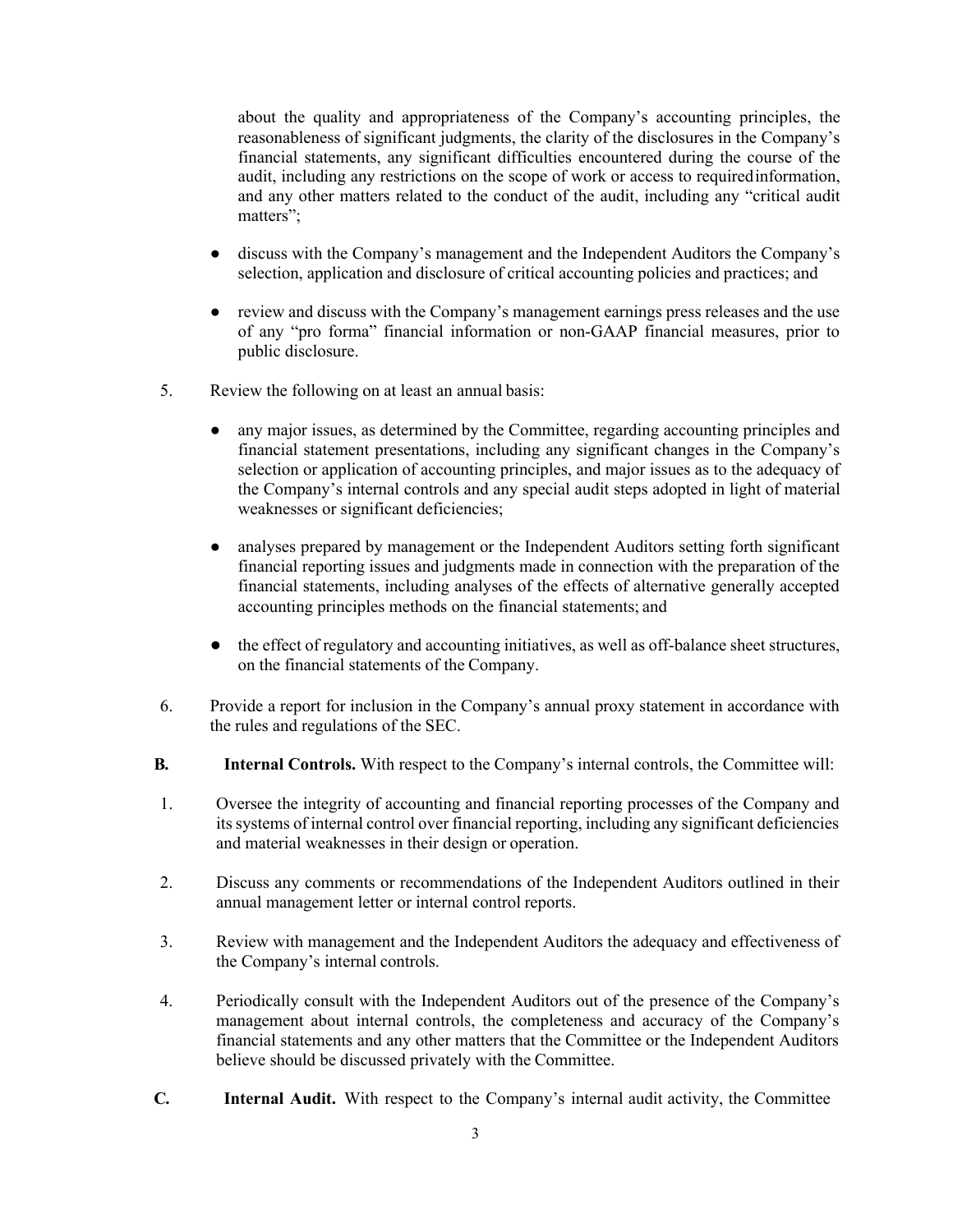about the quality and appropriateness of the Company's accounting principles, the reasonableness of significant judgments, the clarity of the disclosures in the Company's financial statements, any significant difficulties encountered during the course of the audit, including any restrictions on the scope of work or access to required information, and any other matters related to the conduct of the audit, including any "critical audit matters";

- discuss with the Company's management and the Independent Auditors the Company's selection, application and disclosure of critical accounting policies and practices; and

- review and discuss with the Company's management earnings press releases and the use of any "pro forma" financial information or non-GAAP financial measures, prior to public disclosure.

5. Review the following on at least an annual basis:

   - any major issues, as determined by the Committee, regarding accounting principles and financial statement presentations, including any significant changes in the Company's selection or application of accounting principles, and major issues as to the adequacy of the Company's internal controls and any special audit steps adopted in light of material weaknesses or significant deficiencies;

   - analyses prepared by management or the Independent Auditors setting forth significant financial reporting issues and judgments made in connection with the preparation of the financial statements, including analyses of the effects of alternative generally accepted accounting principles methods on the financial statements; and

   - the effect of regulatory and accounting initiatives, as well as off-balance sheet structures, on the financial statements of the Company.

6. Provide a report for inclusion in the Company's annual proxy statement in accordance with the rules and regulations of the SEC.

**B. Internal Controls.** With respect to the Company's internal controls, the Committee will:

1. Oversee the integrity of accounting and financial reporting processes of the Company and its systems of internal control over financial reporting, including any significant deficiencies and material weaknesses in their design or operation.

2. Discuss any comments or recommendations of the Independent Auditors outlined in their annual management letter or internal control reports.

3. Review with management and the Independent Auditors the adequacy and effectiveness of the Company's internal controls.

4. Periodically consult with the Independent Auditors out of the presence of the Company's management about internal controls, the completeness and accuracy of the Company's financial statements and any other matters that the Committee or the Independent Auditors believe should be discussed privately with the Committee.

**C. Internal Audit.** With respect to the Company's internal audit activity, the Committee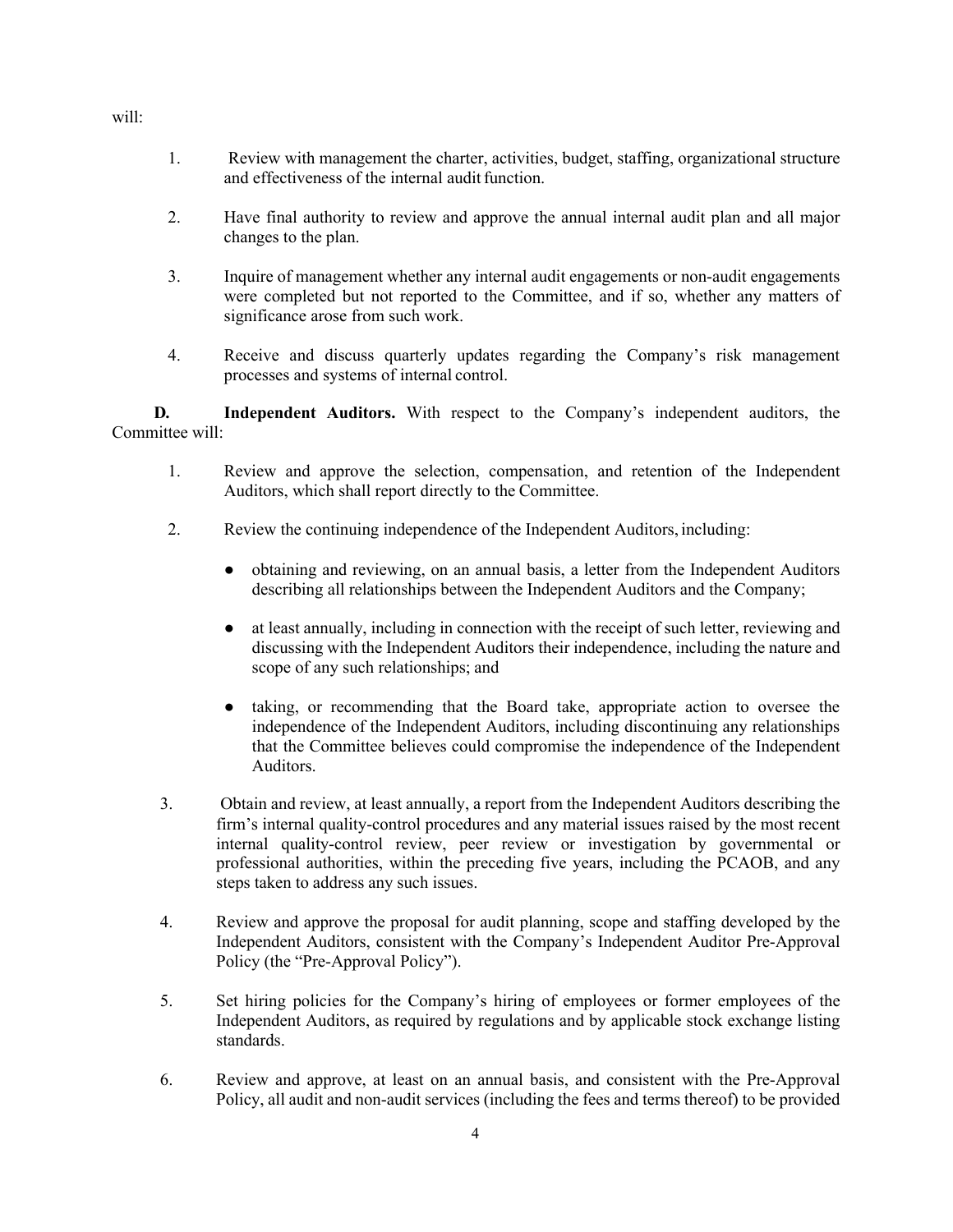will:

1. Review with management the charter, activities, budget, staffing, organizational structure and effectiveness of the internal audit function.

2. Have final authority to review and approve the annual internal audit plan and all major changes to the plan.

3. Inquire of management whether any internal audit engagements or non-audit engagements were completed but not reported to the Committee, and if so, whether any matters of significance arose from such work.

4. Receive and discuss quarterly updates regarding the Company's risk management processes and systems of internal control.

**D. Independent Auditors.** With respect to the Company's independent auditors, the Committee will:

1. Review and approve the selection, compensation, and retention of the Independent Auditors, which shall report directly to the Committee.

2. Review the continuing independence of the Independent Auditors, including:

   - obtaining and reviewing, on an annual basis, a letter from the Independent Auditors describing all relationships between the Independent Auditors and the Company;

   - at least annually, including in connection with the receipt of such letter, reviewing and discussing with the Independent Auditors their independence, including the nature and scope of any such relationships; and

   - taking, or recommending that the Board take, appropriate action to oversee the independence of the Independent Auditors, including discontinuing any relationships that the Committee believes could compromise the independence of the Independent Auditors.

3. Obtain and review, at least annually, a report from the Independent Auditors describing the firm's internal quality-control procedures and any material issues raised by the most recent internal quality-control review, peer review or investigation by governmental or professional authorities, within the preceding five years, including the PCAOB, and any steps taken to address any such issues.

4. Review and approve the proposal for audit planning, scope and staffing developed by the Independent Auditors, consistent with the Company's Independent Auditor Pre-Approval Policy (the "Pre-Approval Policy").

5. Set hiring policies for the Company's hiring of employees or former employees of the Independent Auditors, as required by regulations and by applicable stock exchange listing standards.

6. Review and approve, at least on an annual basis, and consistent with the Pre-Approval Policy, all audit and non-audit services (including the fees and terms thereof) to be provided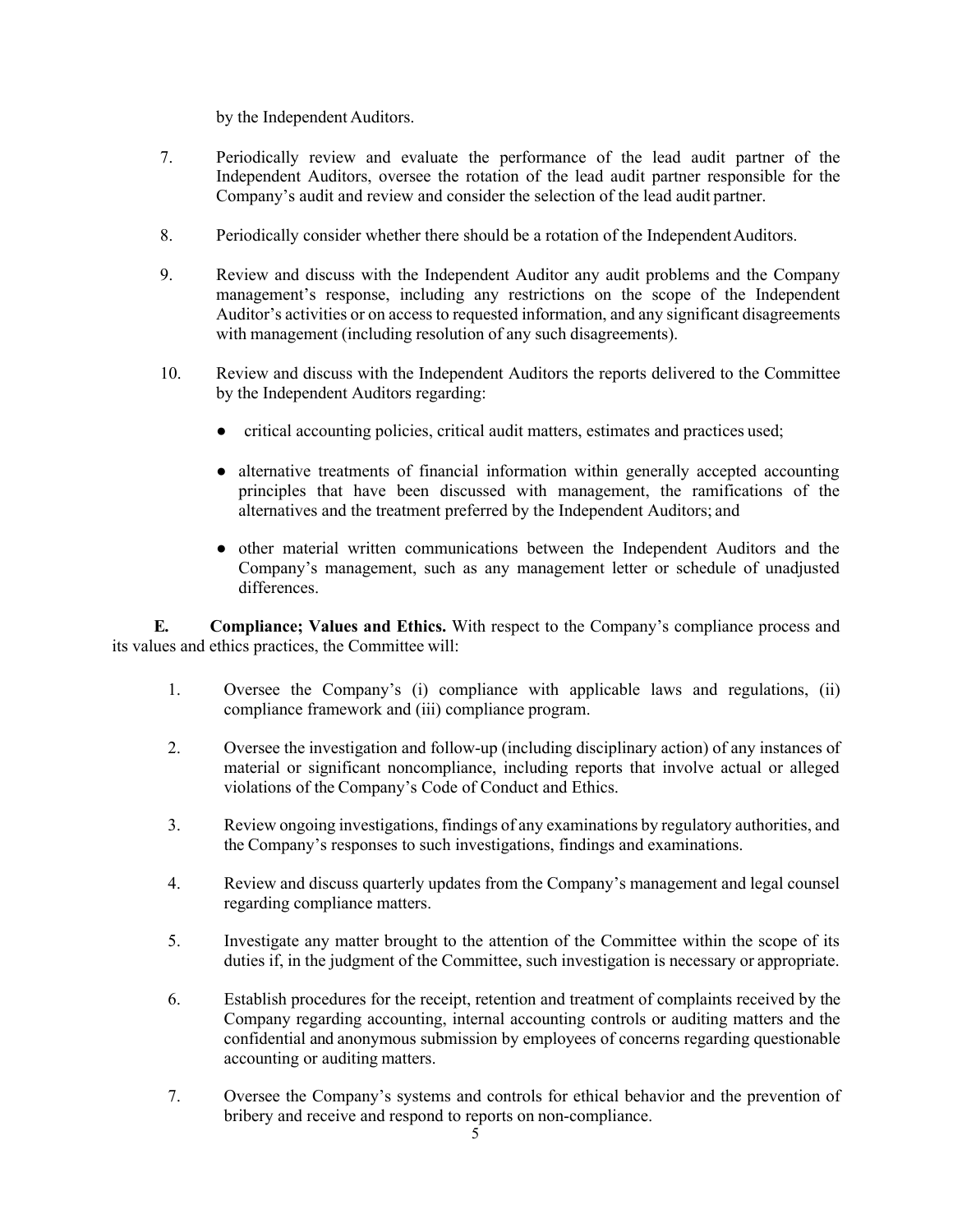by the Independent Auditors.

7. Periodically review and evaluate the performance of the lead audit partner of the Independent Auditors, oversee the rotation of the lead audit partner responsible for the Company's audit and review and consider the selection of the lead audit partner.

8. Periodically consider whether there should be a rotation of the Independent Auditors.

9. Review and discuss with the Independent Auditor any audit problems and the Company management's response, including any restrictions on the scope of the Independent Auditor's activities or on access to requested information, and any significant disagreements with management (including resolution of any such disagreements).

10. Review and discuss with the Independent Auditors the reports delivered to the Committee by the Independent Auditors regarding:

    - critical accounting policies, critical audit matters, estimates and practices used;
    - alternative treatments of financial information within generally accepted accounting principles that have been discussed with management, the ramifications of the alternatives and the treatment preferred by the Independent Auditors; and
    - other material written communications between the Independent Auditors and the Company's management, such as any management letter or schedule of unadjusted differences.

**E. Compliance; Values and Ethics.** With respect to the Company's compliance process and its values and ethics practices, the Committee will:

1. Oversee the Company's (i) compliance with applicable laws and regulations, (ii) compliance framework and (iii) compliance program.

2. Oversee the investigation and follow-up (including disciplinary action) of any instances of material or significant noncompliance, including reports that involve actual or alleged violations of the Company's Code of Conduct and Ethics.

3. Review ongoing investigations, findings of any examinations by regulatory authorities, and the Company's responses to such investigations, findings and examinations.

4. Review and discuss quarterly updates from the Company's management and legal counsel regarding compliance matters.

5. Investigate any matter brought to the attention of the Committee within the scope of its duties if, in the judgment of the Committee, such investigation is necessary or appropriate.

6. Establish procedures for the receipt, retention and treatment of complaints received by the Company regarding accounting, internal accounting controls or auditing matters and the confidential and anonymous submission by employees of concerns regarding questionable accounting or auditing matters.

7. Oversee the Company's systems and controls for ethical behavior and the prevention of bribery and receive and respond to reports on non-compliance.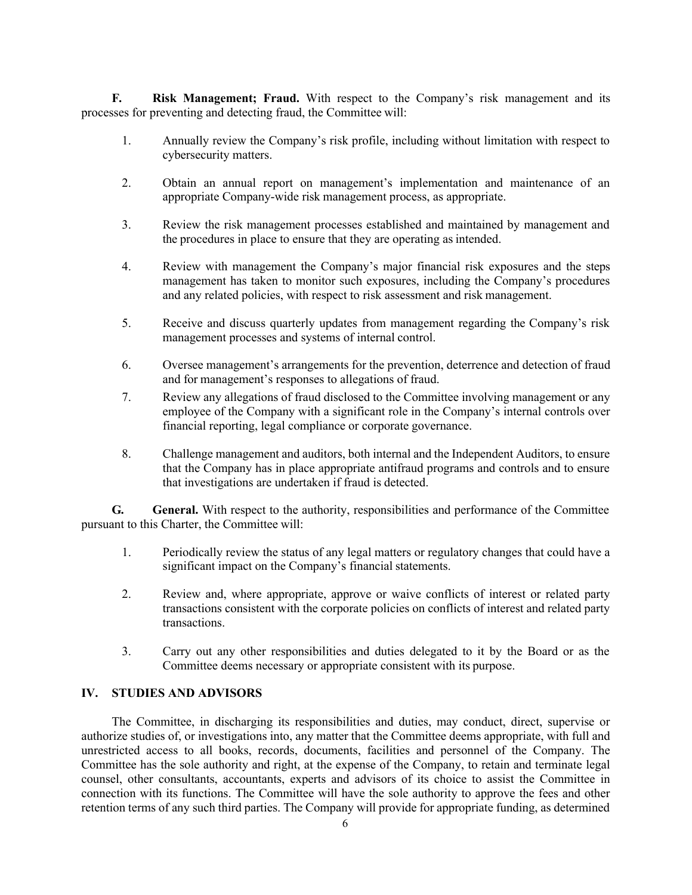**F. Risk Management; Fraud.** With respect to the Company's risk management and its processes for preventing and detecting fraud, the Committee will:

1. Annually review the Company's risk profile, including without limitation with respect to cybersecurity matters.

2. Obtain an annual report on management's implementation and maintenance of an appropriate Company-wide risk management process, as appropriate.

3. Review the risk management processes established and maintained by management and the procedures in place to ensure that they are operating as intended.

4. Review with management the Company's major financial risk exposures and the steps management has taken to monitor such exposures, including the Company's procedures and any related policies, with respect to risk assessment and risk management.

5. Receive and discuss quarterly updates from management regarding the Company's risk management processes and systems of internal control.

6. Oversee management's arrangements for the prevention, deterrence and detection of fraud and for management's responses to allegations of fraud.

7. Review any allegations of fraud disclosed to the Committee involving management or any employee of the Company with a significant role in the Company's internal controls over financial reporting, legal compliance or corporate governance.

8. Challenge management and auditors, both internal and the Independent Auditors, to ensure that the Company has in place appropriate antifraud programs and controls and to ensure that investigations are undertaken if fraud is detected.

**G. General.** With respect to the authority, responsibilities and performance of the Committee pursuant to this Charter, the Committee will:

1. Periodically review the status of any legal matters or regulatory changes that could have a significant impact on the Company's financial statements.

2. Review and, where appropriate, approve or waive conflicts of interest or related party transactions consistent with the corporate policies on conflicts of interest and related party transactions.

3. Carry out any other responsibilities and duties delegated to it by the Board or as the Committee deems necessary or appropriate consistent with its purpose.

## IV. STUDIES AND ADVISORS

The Committee, in discharging its responsibilities and duties, may conduct, direct, supervise or authorize studies of, or investigations into, any matter that the Committee deems appropriate, with full and unrestricted access to all books, records, documents, facilities and personnel of the Company. The Committee has the sole authority and right, at the expense of the Company, to retain and terminate legal counsel, other consultants, accountants, experts and advisors of its choice to assist the Committee in connection with its functions. The Committee will have the sole authority to approve the fees and other retention terms of any such third parties. The Company will provide for appropriate funding, as determined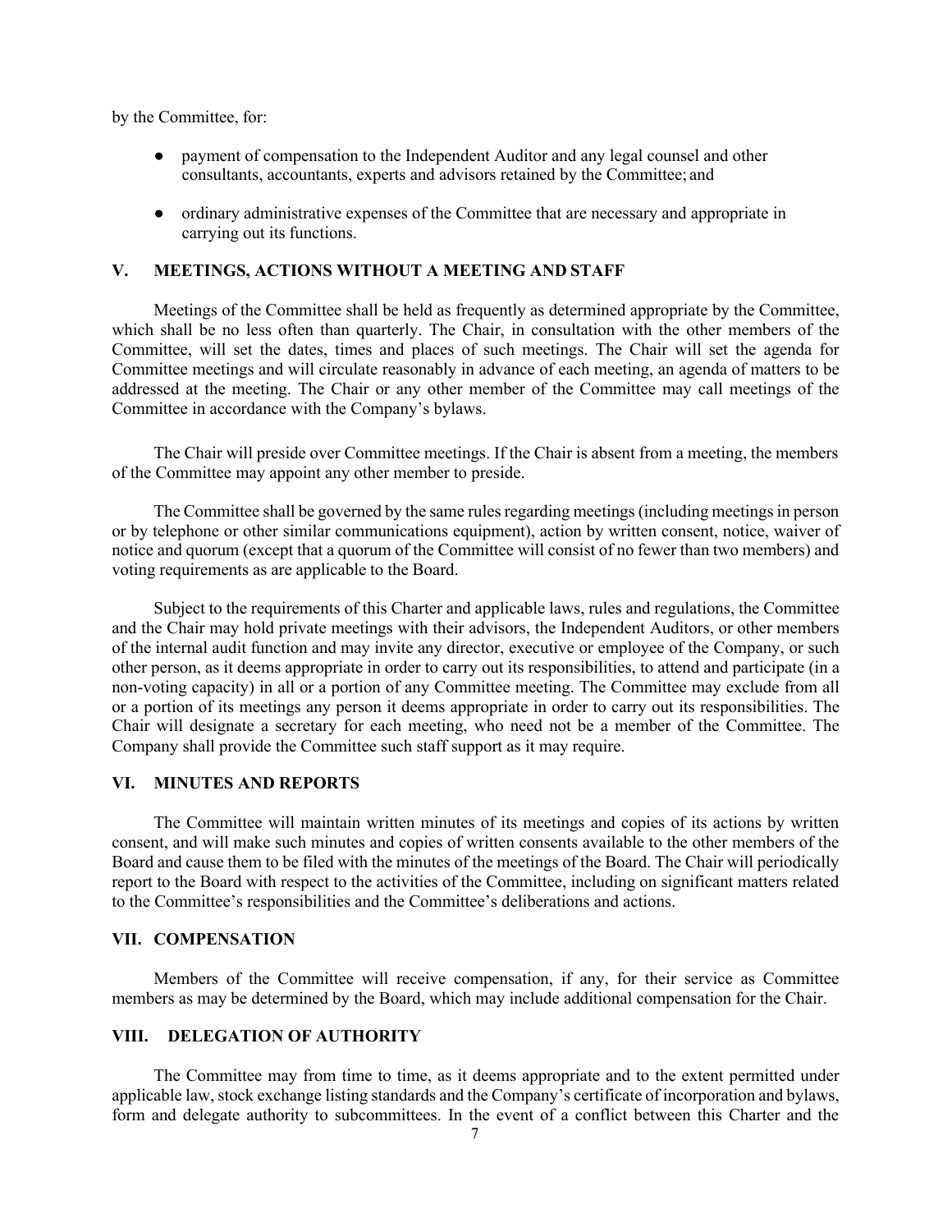by the Committee, for:

- payment of compensation to the Independent Auditor and any legal counsel and other consultants, accountants, experts and advisors retained by the Committee; and
- ordinary administrative expenses of the Committee that are necessary and appropriate in carrying out its functions.

## V. MEETINGS, ACTIONS WITHOUT A MEETING AND STAFF

Meetings of the Committee shall be held as frequently as determined appropriate by the Committee, which shall be no less often than quarterly. The Chair, in consultation with the other members of the Committee, will set the dates, times and places of such meetings. The Chair will set the agenda for Committee meetings and will circulate reasonably in advance of each meeting, an agenda of matters to be addressed at the meeting. The Chair or any other member of the Committee may call meetings of the Committee in accordance with the Company's bylaws.

The Chair will preside over Committee meetings. If the Chair is absent from a meeting, the members of the Committee may appoint any other member to preside.

The Committee shall be governed by the same rules regarding meetings (including meetings in person or by telephone or other similar communications equipment), action by written consent, notice, waiver of notice and quorum (except that a quorum of the Committee will consist of no fewer than two members) and voting requirements as are applicable to the Board.

Subject to the requirements of this Charter and applicable laws, rules and regulations, the Committee and the Chair may hold private meetings with their advisors, the Independent Auditors, or other members of the internal audit function and may invite any director, executive or employee of the Company, or such other person, as it deems appropriate in order to carry out its responsibilities, to attend and participate (in a non-voting capacity) in all or a portion of any Committee meeting. The Committee may exclude from all or a portion of its meetings any person it deems appropriate in order to carry out its responsibilities. The Chair will designate a secretary for each meeting, who need not be a member of the Committee. The Company shall provide the Committee such staff support as it may require.

## VI. MINUTES AND REPORTS

The Committee will maintain written minutes of its meetings and copies of its actions by written consent, and will make such minutes and copies of written consents available to the other members of the Board and cause them to be filed with the minutes of the meetings of the Board. The Chair will periodically report to the Board with respect to the activities of the Committee, including on significant matters related to the Committee's responsibilities and the Committee's deliberations and actions.

## VII. COMPENSATION

Members of the Committee will receive compensation, if any, for their service as Committee members as may be determined by the Board, which may include additional compensation for the Chair.

## VIII. DELEGATION OF AUTHORITY

The Committee may from time to time, as it deems appropriate and to the extent permitted under applicable law, stock exchange listing standards and the Company's certificate of incorporation and bylaws, form and delegate authority to subcommittees. In the event of a conflict between this Charter and the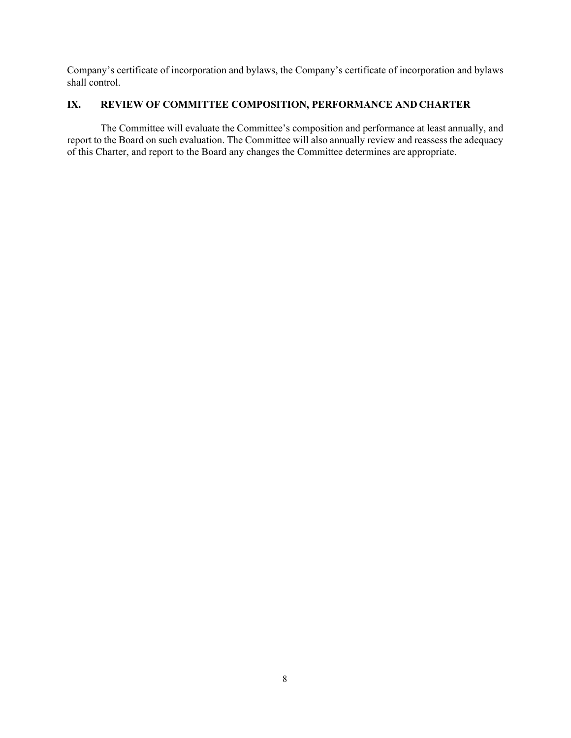Company's certificate of incorporation and bylaws, the Company's certificate of incorporation and bylaws shall control.

## IX. REVIEW OF COMMITTEE COMPOSITION, PERFORMANCE AND CHARTER

The Committee will evaluate the Committee's composition and performance at least annually, and report to the Board on such evaluation. The Committee will also annually review and reassess the adequacy of this Charter, and report to the Board any changes the Committee determines are appropriate.